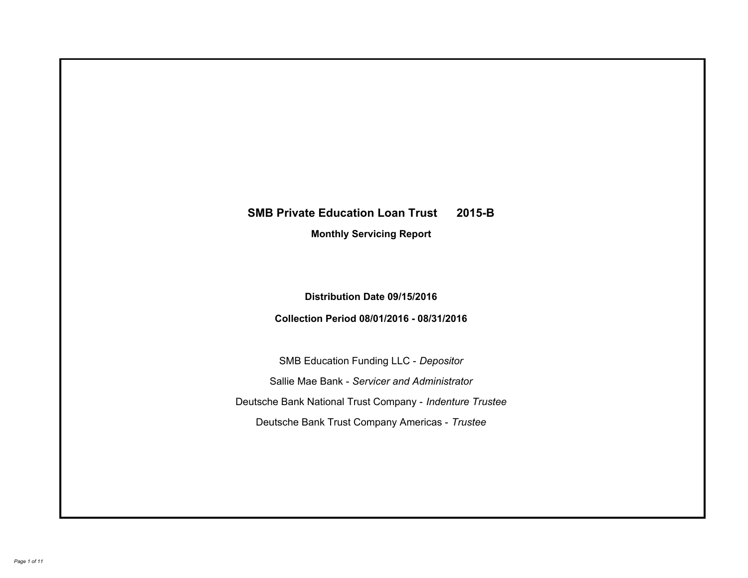# SMB Private Education Loan Trust 2015-B

## Monthly Servicing Report

**Distribution Date 09/15/2016**

**Collection Period 08/01/2016 - 08/31/2016**

SMB Education Funding LLC - *Depositor*

Sallie Mae Bank - *Servicer and Administrator*

Deutsche Bank National Trust Company - *Indenture Trustee*

Deutsche Bank Trust Company Americas - *Trustee*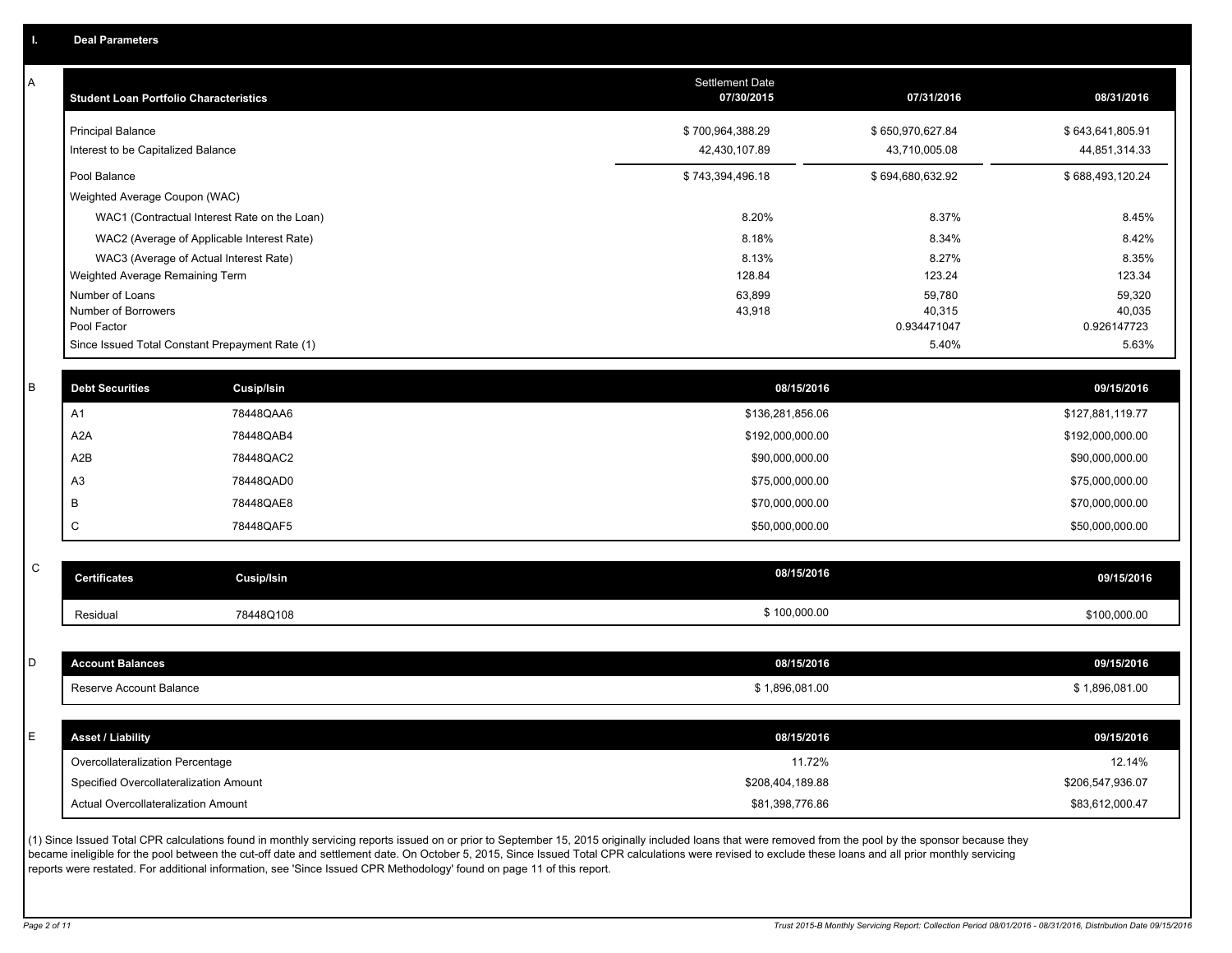## I. Deal Parameters

### A

| Student Loan Portfolio Characteristics | Settlement Date 07/30/2015 | 07/31/2016 | 08/31/2016 |
|---|---|---|---|
| Principal Balance | $ 700,964,388.29 | $ 650,970,627.84 | $ 643,641,805.91 |
| Interest to be Capitalized Balance | 42,430,107.89 | 43,710,005.08 | 44,851,314.33 |
| Pool Balance | $ 743,394,496.18 | $ 694,680,632.92 | $ 688,493,120.24 |
| Weighted Average Coupon (WAC) | | | |
| WAC1 (Contractual Interest Rate on the Loan) | 8.20% | 8.37% | 8.45% |
| WAC2 (Average of Applicable Interest Rate) | 8.18% | 8.34% | 8.42% |
| WAC3 (Average of Actual Interest Rate) | 8.13% | 8.27% | 8.35% |
| Weighted Average Remaining Term | 128.84 | 123.24 | 123.34 |
| Number of Loans | 63,899 | 59,780 | 59,320 |
| Number of Borrowers | 43,918 | 40,315 | 40,035 |
| Pool Factor | | 0.934471047 | 0.926147723 |
| Since Issued Total Constant Prepayment Rate (1) | | 5.40% | 5.63% |

### B

| Debt Securities | Cusip/Isin | 08/15/2016 | 09/15/2016 |
|---|---|---|---|
| A1 | 78448QAA6 | $136,281,856.06 | $127,881,119.77 |
| A2A | 78448QAB4 | $192,000,000.00 | $192,000,000.00 |
| A2B | 78448QAC2 | $90,000,000.00 | $90,000,000.00 |
| A3 | 78448QAD0 | $75,000,000.00 | $75,000,000.00 |
| B | 78448QAE8 | $70,000,000.00 | $70,000,000.00 |
| C | 78448QAF5 | $50,000,000.00 | $50,000,000.00 |

### C

| Certificates | Cusip/Isin | 08/15/2016 | 09/15/2016 |
|---|---|---|---|
| Residual | 78448Q108 | $ 100,000.00 | $100,000.00 |

### D

| Account Balances | 08/15/2016 | 09/15/2016 |
|---|---|---|
| Reserve Account Balance | $ 1,896,081.00 | $ 1,896,081.00 |

### E

| Asset / Liability | 08/15/2016 | 09/15/2016 |
|---|---|---|
| Overcollateralization Percentage | 11.72% | 12.14% |
| Specified Overcollateralization Amount | $208,404,189.88 | $206,547,936.07 |
| Actual Overcollateralization Amount | $81,398,776.86 | $83,612,000.47 |

(1) Since Issued Total CPR calculations found in monthly servicing reports issued on or prior to September 15, 2015 originally included loans that were removed from the pool by the sponsor because they became ineligible for the pool between the cut-off date and settlement date. On October 5, 2015, Since Issued Total CPR calculations were revised to exclude these loans and all prior monthly servicing reports were restated. For additional information, see 'Since Issued CPR Methodology' found on page 11 of this report.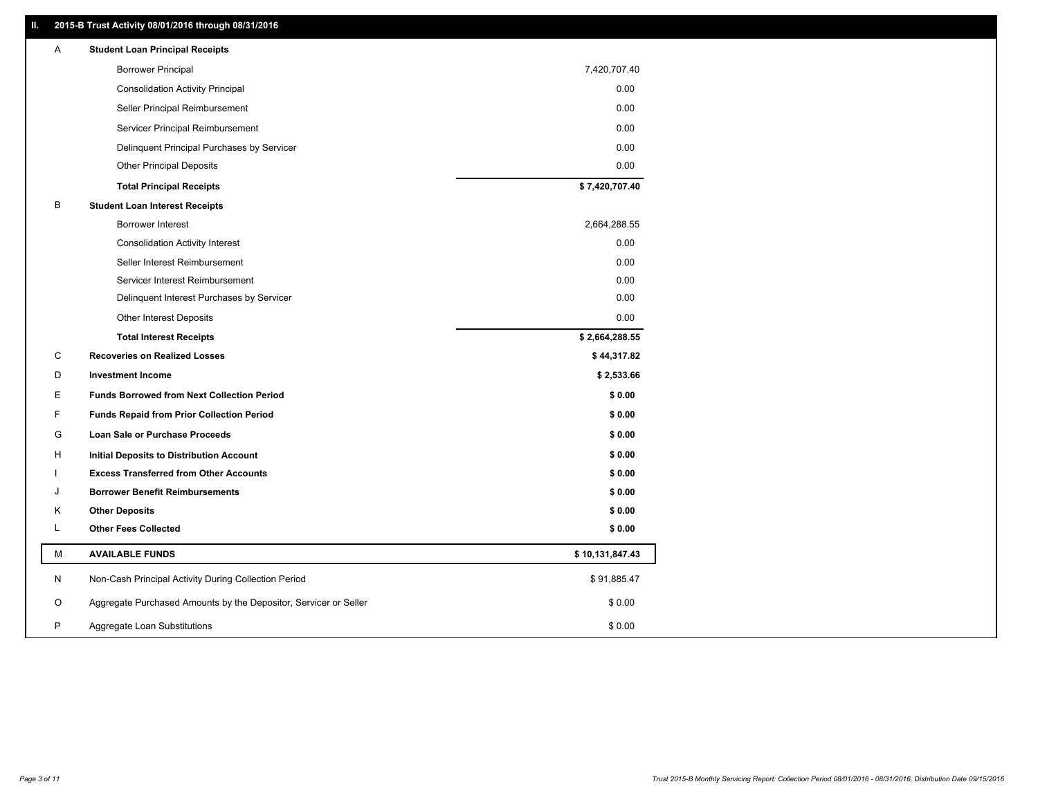## II. 2015-B Trust Activity 08/01/2016 through 08/31/2016

| | | |
|---|---|---|
| A | **Student Loan Principal Receipts** | |
| | Borrower Principal | 7,420,707.40 |
| | Consolidation Activity Principal | 0.00 |
| | Seller Principal Reimbursement | 0.00 |
| | Servicer Principal Reimbursement | 0.00 |
| | Delinquent Principal Purchases by Servicer | 0.00 |
| | Other Principal Deposits | 0.00 |
| | **Total Principal Receipts** | **$ 7,420,707.40** |
| B | **Student Loan Interest Receipts** | |
| | Borrower Interest | 2,664,288.55 |
| | Consolidation Activity Interest | 0.00 |
| | Seller Interest Reimbursement | 0.00 |
| | Servicer Interest Reimbursement | 0.00 |
| | Delinquent Interest Purchases by Servicer | 0.00 |
| | Other Interest Deposits | 0.00 |
| | **Total Interest Receipts** | **$ 2,664,288.55** |
| C | **Recoveries on Realized Losses** | **$ 44,317.82** |
| D | **Investment Income** | **$ 2,533.66** |
| E | **Funds Borrowed from Next Collection Period** | **$ 0.00** |
| F | **Funds Repaid from Prior Collection Period** | **$ 0.00** |
| G | **Loan Sale or Purchase Proceeds** | **$ 0.00** |
| H | **Initial Deposits to Distribution Account** | **$ 0.00** |
| I | **Excess Transferred from Other Accounts** | **$ 0.00** |
| J | **Borrower Benefit Reimbursements** | **$ 0.00** |
| K | **Other Deposits** | **$ 0.00** |
| L | **Other Fees Collected** | **$ 0.00** |
| M | **AVAILABLE FUNDS** | **$ 10,131,847.43** |
| N | Non-Cash Principal Activity During Collection Period | $ 91,885.47 |
| O | Aggregate Purchased Amounts by the Depositor, Servicer or Seller | $ 0.00 |
| P | Aggregate Loan Substitutions | $ 0.00 |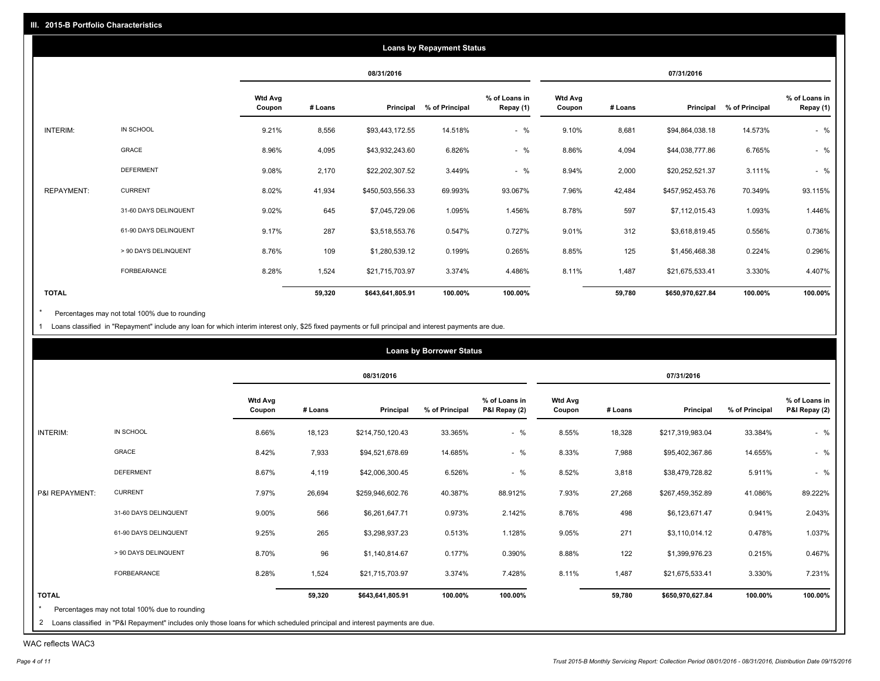## III. 2015-B Portfolio Characteristics

### Loans by Repayment Status

| | | 08/31/2016 | | | | | 07/31/2016 | | | | |
|---|---|---|---|---|---|---|---|---|---|---|---|
| | | Wtd Avg Coupon | # Loans | Principal | % of Principal | % of Loans in Repay (1) | Wtd Avg Coupon | # Loans | Principal | % of Principal | % of Loans in Repay (1) |
| INTERIM: | IN SCHOOL | 9.21% | 8,556 | $93,443,172.55 | 14.518% | - % | 9.10% | 8,681 | $94,864,038.18 | 14.573% | - % |
| | GRACE | 8.96% | 4,095 | $43,932,243.60 | 6.826% | - % | 8.86% | 4,094 | $44,038,777.86 | 6.765% | - % |
| | DEFERMENT | 9.08% | 2,170 | $22,202,307.52 | 3.449% | - % | 8.94% | 2,000 | $20,252,521.37 | 3.111% | - % |
| REPAYMENT: | CURRENT | 8.02% | 41,934 | $450,503,556.33 | 69.993% | 93.067% | 7.96% | 42,484 | $457,952,453.76 | 70.349% | 93.115% |
| | 31-60 DAYS DELINQUENT | 9.02% | 645 | $7,045,729.06 | 1.095% | 1.456% | 8.78% | 597 | $7,112,015.43 | 1.093% | 1.446% |
| | 61-90 DAYS DELINQUENT | 9.17% | 287 | $3,518,553.76 | 0.547% | 0.727% | 9.01% | 312 | $3,618,819.45 | 0.556% | 0.736% |
| | > 90 DAYS DELINQUENT | 8.76% | 109 | $1,280,539.12 | 0.199% | 0.265% | 8.85% | 125 | $1,456,468.38 | 0.224% | 0.296% |
| | FORBEARANCE | 8.28% | 1,524 | $21,715,703.97 | 3.374% | 4.486% | 8.11% | 1,487 | $21,675,533.41 | 3.330% | 4.407% |
| **TOTAL** | | | **59,320** | **$643,641,805.91** | **100.00%** | **100.00%** | | **59,780** | **$650,970,627.84** | **100.00%** | **100.00%** |

\* Percentages may not total 100% due to rounding

1 Loans classified in "Repayment" include any loan for which interim interest only, $25 fixed payments or full principal and interest payments are due.

### Loans by Borrower Status

| | | 08/31/2016 | | | | | 07/31/2016 | | | | |
|---|---|---|---|---|---|---|---|---|---|---|---|
| | | Wtd Avg Coupon | # Loans | Principal | % of Principal | % of Loans in P&I Repay (2) | Wtd Avg Coupon | # Loans | Principal | % of Principal | % of Loans in P&I Repay (2) |
| INTERIM: | IN SCHOOL | 8.66% | 18,123 | $214,750,120.43 | 33.365% | - % | 8.55% | 18,328 | $217,319,983.04 | 33.384% | - % |
| | GRACE | 8.42% | 7,933 | $94,521,678.69 | 14.685% | - % | 8.33% | 7,988 | $95,402,367.86 | 14.655% | - % |
| | DEFERMENT | 8.67% | 4,119 | $42,006,300.45 | 6.526% | - % | 8.52% | 3,818 | $38,479,728.82 | 5.911% | - % |
| P&I REPAYMENT: | CURRENT | 7.97% | 26,694 | $259,946,602.76 | 40.387% | 88.912% | 7.93% | 27,268 | $267,459,352.89 | 41.086% | 89.222% |
| | 31-60 DAYS DELINQUENT | 9.00% | 566 | $6,261,647.71 | 0.973% | 2.142% | 8.76% | 498 | $6,123,671.47 | 0.941% | 2.043% |
| | 61-90 DAYS DELINQUENT | 9.25% | 265 | $3,298,937.23 | 0.513% | 1.128% | 9.05% | 271 | $3,110,014.12 | 0.478% | 1.037% |
| | > 90 DAYS DELINQUENT | 8.70% | 96 | $1,140,814.67 | 0.177% | 0.390% | 8.88% | 122 | $1,399,976.23 | 0.215% | 0.467% |
| | FORBEARANCE | 8.28% | 1,524 | $21,715,703.97 | 3.374% | 7.428% | 8.11% | 1,487 | $21,675,533.41 | 3.330% | 7.231% |
| **TOTAL** | | | **59,320** | **$643,641,805.91** | **100.00%** | **100.00%** | | **59,780** | **$650,970,627.84** | **100.00%** | **100.00%** |

\* Percentages may not total 100% due to rounding

2 Loans classified in "P&I Repayment" includes only those loans for which scheduled principal and interest payments are due.

WAC reflects WAC3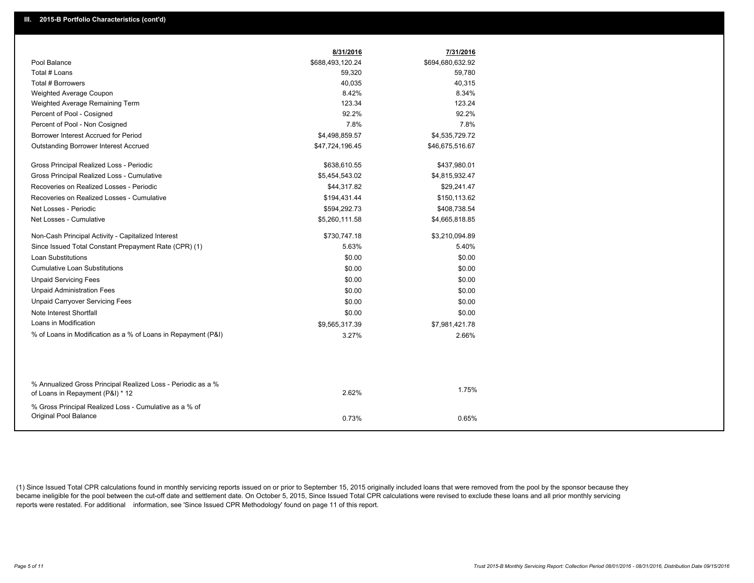## III. 2015-B Portfolio Characteristics (cont'd)

| | 8/31/2016 | 7/31/2016 |
|---|---|---|
| Pool Balance | $688,493,120.24 | $694,680,632.92 |
| Total # Loans | 59,320 | 59,780 |
| Total # Borrowers | 40,035 | 40,315 |
| Weighted Average Coupon | 8.42% | 8.34% |
| Weighted Average Remaining Term | 123.34 | 123.24 |
| Percent of Pool - Cosigned | 92.2% | 92.2% |
| Percent of Pool - Non Cosigned | 7.8% | 7.8% |
| Borrower Interest Accrued for Period | $4,498,859.57 | $4,535,729.72 |
| Outstanding Borrower Interest Accrued | $47,724,196.45 | $46,675,516.67 |
| Gross Principal Realized Loss - Periodic | $638,610.55 | $437,980.01 |
| Gross Principal Realized Loss - Cumulative | $5,454,543.02 | $4,815,932.47 |
| Recoveries on Realized Losses - Periodic | $44,317.82 | $29,241.47 |
| Recoveries on Realized Losses - Cumulative | $194,431.44 | $150,113.62 |
| Net Losses - Periodic | $594,292.73 | $408,738.54 |
| Net Losses - Cumulative | $5,260,111.58 | $4,665,818.85 |
| Non-Cash Principal Activity - Capitalized Interest | $730,747.18 | $3,210,094.89 |
| Since Issued Total Constant Prepayment Rate (CPR) (1) | 5.63% | 5.40% |
| Loan Substitutions | $0.00 | $0.00 |
| Cumulative Loan Substitutions | $0.00 | $0.00 |
| Unpaid Servicing Fees | $0.00 | $0.00 |
| Unpaid Administration Fees | $0.00 | $0.00 |
| Unpaid Carryover Servicing Fees | $0.00 | $0.00 |
| Note Interest Shortfall | $0.00 | $0.00 |
| Loans in Modification | $9,565,317.39 | $7,981,421.78 |
| % of Loans in Modification as a % of Loans in Repayment (P&I) | 3.27% | 2.66% |
| % Annualized Gross Principal Realized Loss - Periodic as a % of Loans in Repayment (P&I) * 12 | 2.62% | 1.75% |
| % Gross Principal Realized Loss - Cumulative as a % of Original Pool Balance | 0.73% | 0.65% |

(1) Since Issued Total CPR calculations found in monthly servicing reports issued on or prior to September 15, 2015 originally included loans that were removed from the pool by the sponsor because they became ineligible for the pool between the cut-off date and settlement date. On October 5, 2015, Since Issued Total CPR calculations were revised to exclude these loans and all prior monthly servicing reports were restated. For additional information, see 'Since Issued CPR Methodology' found on page 11 of this report.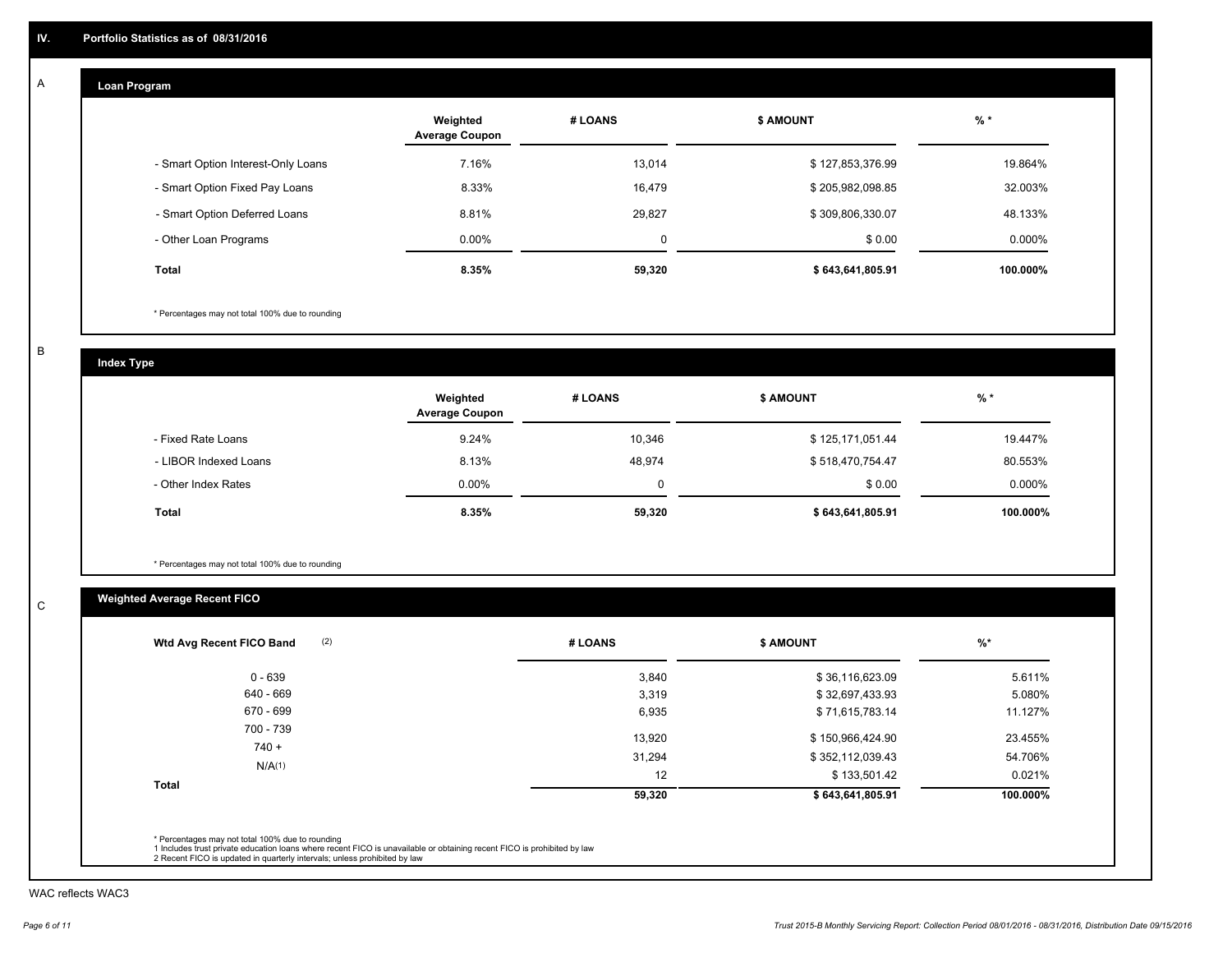## IV. Portfolio Statistics as of 08/31/2016

### A. Loan Program

| | Weighted Average Coupon | # LOANS | $ AMOUNT | % * |
|---|---|---|---|---|
| - Smart Option Interest-Only Loans | 7.16% | 13,014 | $ 127,853,376.99 | 19.864% |
| - Smart Option Fixed Pay Loans | 8.33% | 16,479 | $ 205,982,098.85 | 32.003% |
| - Smart Option Deferred Loans | 8.81% | 29,827 | $ 309,806,330.07 | 48.133% |
| - Other Loan Programs | 0.00% | 0 | $ 0.00 | 0.000% |
| **Total** | **8.35%** | **59,320** | **$ 643,641,805.91** | **100.000%** |

* Percentages may not total 100% due to rounding

### B. Index Type

| | Weighted Average Coupon | # LOANS | $ AMOUNT | % * |
|---|---|---|---|---|
| - Fixed Rate Loans | 9.24% | 10,346 | $ 125,171,051.44 | 19.447% |
| - LIBOR Indexed Loans | 8.13% | 48,974 | $ 518,470,754.47 | 80.553% |
| - Other Index Rates | 0.00% | 0 | $ 0.00 | 0.000% |
| **Total** | **8.35%** | **59,320** | **$ 643,641,805.91** | **100.000%** |

* Percentages may not total 100% due to rounding

### C. Weighted Average Recent FICO

| Wtd Avg Recent FICO Band (2) | # LOANS | $ AMOUNT | %* |
|---|---|---|---|
| 0 - 639 | 3,840 | $ 36,116,623.09 | 5.611% |
| 640 - 669 | 3,319 | $ 32,697,433.93 | 5.080% |
| 670 - 699 | 6,935 | $ 71,615,783.14 | 11.127% |
| 700 - 739 | 13,920 | $ 150,966,424.90 | 23.455% |
| 740 + | 31,294 | $ 352,112,039.43 | 54.706% |
| N/A(1) | 12 | $ 133,501.42 | 0.021% |
| **Total** | **59,320** | **$ 643,641,805.91** | **100.000%** |

* Percentages may not total 100% due to rounding
1 Includes trust private education loans where recent FICO is unavailable or obtaining recent FICO is prohibited by law
2 Recent FICO is updated in quarterly intervals; unless prohibited by law

WAC reflects WAC3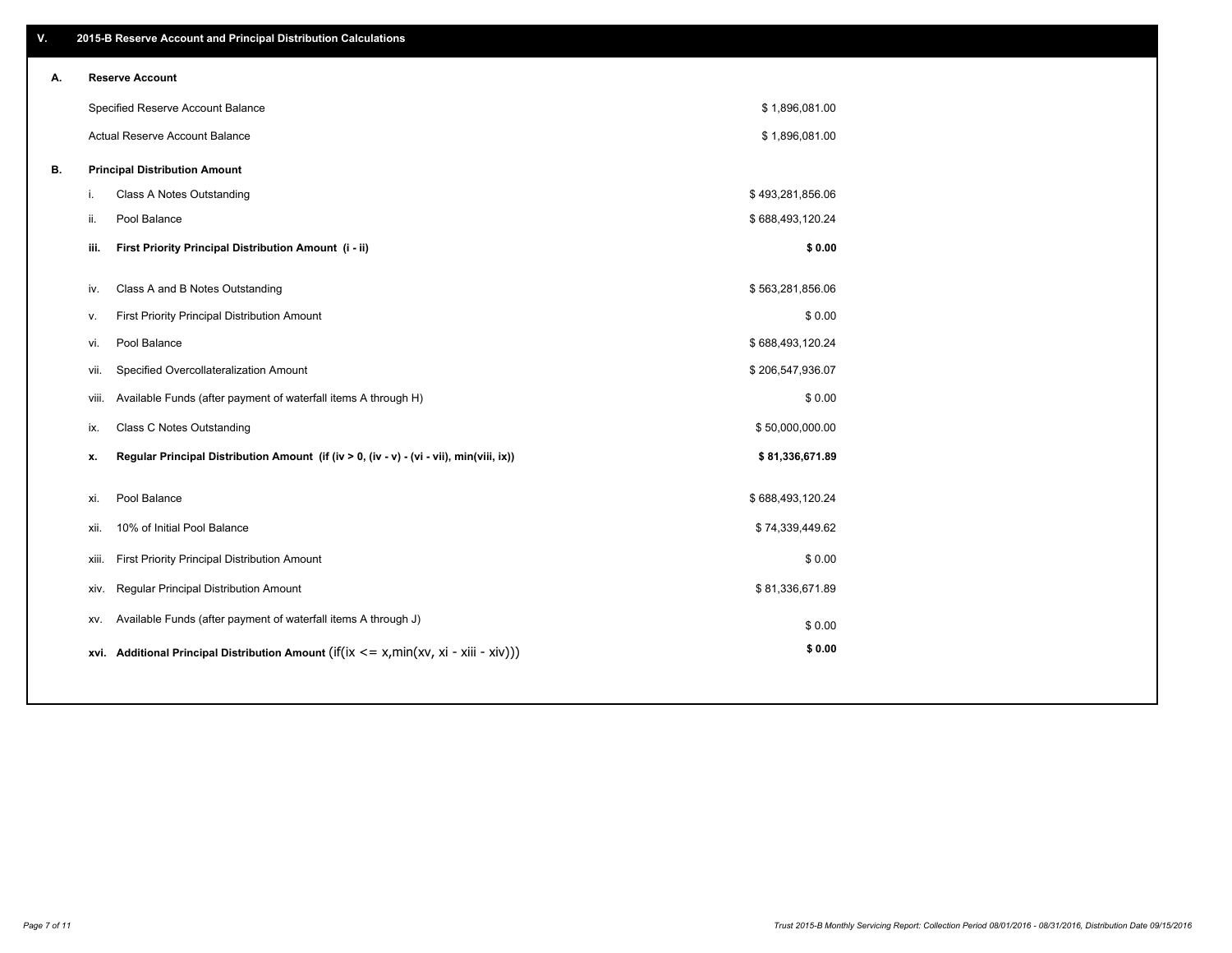## V. 2015-B Reserve Account and Principal Distribution Calculations

### A. Reserve Account

| | |
|---|---|
| Specified Reserve Account Balance | $ 1,896,081.00 |
| Actual Reserve Account Balance | $ 1,896,081.00 |

### B. Principal Distribution Amount

| | | |
|---|---|---|
| i. | Class A Notes Outstanding | $ 493,281,856.06 |
| ii. | Pool Balance | $ 688,493,120.24 |
| **iii.** | **First Priority Principal Distribution Amount (i - ii)** | **$ 0.00** |
| iv. | Class A and B Notes Outstanding | $ 563,281,856.06 |
| v. | First Priority Principal Distribution Amount | $ 0.00 |
| vi. | Pool Balance | $ 688,493,120.24 |
| vii. | Specified Overcollateralization Amount | $ 206,547,936.07 |
| viii. | Available Funds (after payment of waterfall items A through H) | $ 0.00 |
| ix. | Class C Notes Outstanding | $ 50,000,000.00 |
| **x.** | **Regular Principal Distribution Amount (if (iv > 0, (iv - v) - (vi - vii), min(viii, ix))** | **$ 81,336,671.89** |
| xi. | Pool Balance | $ 688,493,120.24 |
| xii. | 10% of Initial Pool Balance | $ 74,339,449.62 |
| xiii. | First Priority Principal Distribution Amount | $ 0.00 |
| xiv. | Regular Principal Distribution Amount | $ 81,336,671.89 |
| xv. | Available Funds (after payment of waterfall items A through J) | $ 0.00 |
| **xvi.** | **Additional Principal Distribution Amount** (if(ix <= x,min(xv, xi - xiii - xiv))) | **$ 0.00** |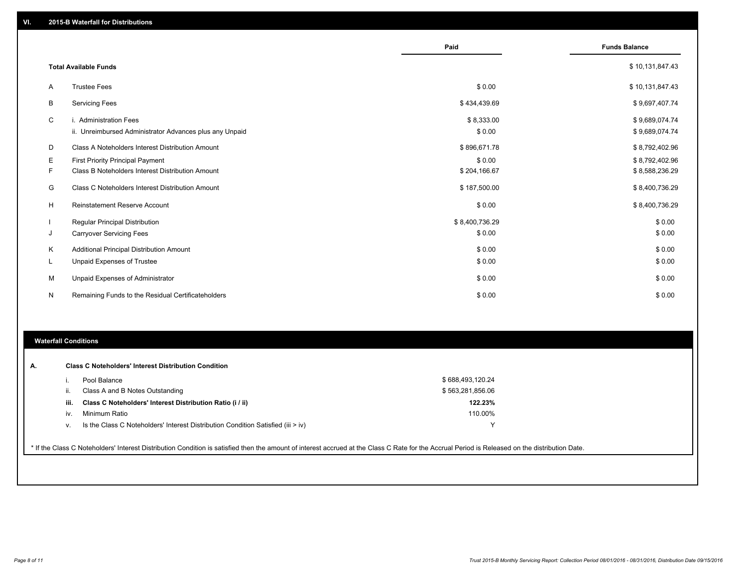## VI. 2015-B Waterfall for Distributions

| | | Paid | Funds Balance |
|---|---|---|---|
| | **Total Available Funds** | | $ 10,131,847.43 |
| A | Trustee Fees | $ 0.00 | $ 10,131,847.43 |
| B | Servicing Fees | $ 434,439.69 | $ 9,697,407.74 |
| C | i. Administration Fees | $ 8,333.00 | $ 9,689,074.74 |
| | ii. Unreimbursed Administrator Advances plus any Unpaid | $ 0.00 | $ 9,689,074.74 |
| D | Class A Noteholders Interest Distribution Amount | $ 896,671.78 | $ 8,792,402.96 |
| E | First Priority Principal Payment | $ 0.00 | $ 8,792,402.96 |
| F | Class B Noteholders Interest Distribution Amount | $ 204,166.67 | $ 8,588,236.29 |
| G | Class C Noteholders Interest Distribution Amount | $ 187,500.00 | $ 8,400,736.29 |
| H | Reinstatement Reserve Account | $ 0.00 | $ 8,400,736.29 |
| I | Regular Principal Distribution | $ 8,400,736.29 | $ 0.00 |
| J | Carryover Servicing Fees | $ 0.00 | $ 0.00 |
| K | Additional Principal Distribution Amount | $ 0.00 | $ 0.00 |
| L | Unpaid Expenses of Trustee | $ 0.00 | $ 0.00 |
| M | Unpaid Expenses of Administrator | $ 0.00 | $ 0.00 |
| N | Remaining Funds to the Residual Certificateholders | $ 0.00 | $ 0.00 |

## Waterfall Conditions

**A. Class C Noteholders' Interest Distribution Condition**

| | | |
|---|---|---|
| i. | Pool Balance | $ 688,493,120.24 |
| ii. | Class A and B Notes Outstanding | $ 563,281,856.06 |
| **iii.** | **Class C Noteholders' Interest Distribution Ratio (i / ii)** | **122.23%** |
| iv. | Minimum Ratio | 110.00% |
| v. | Is the Class C Noteholders' Interest Distribution Condition Satisfied (iii > iv) | Y |

* If the Class C Noteholders' Interest Distribution Condition is satisfied then the amount of interest accrued at the Class C Rate for the Accrual Period is Released on the distribution Date.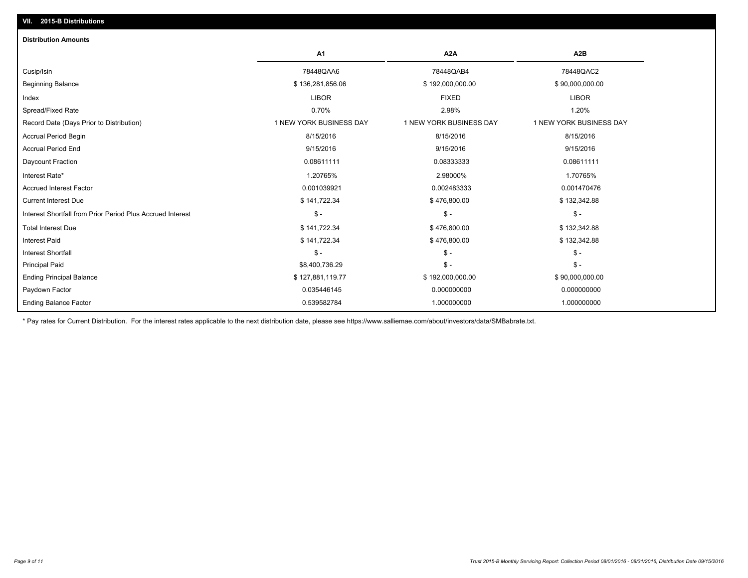## VII. 2015-B Distributions

### Distribution Amounts

| | A1 | A2A | A2B |
|---|---|---|---|
| Cusip/Isin | 78448QAA6 | 78448QAB4 | 78448QAC2 |
| Beginning Balance | $ 136,281,856.06 | $ 192,000,000.00 | $ 90,000,000.00 |
| Index | LIBOR | FIXED | LIBOR |
| Spread/Fixed Rate | 0.70% | 2.98% | 1.20% |
| Record Date (Days Prior to Distribution) | 1 NEW YORK BUSINESS DAY | 1 NEW YORK BUSINESS DAY | 1 NEW YORK BUSINESS DAY |
| Accrual Period Begin | 8/15/2016 | 8/15/2016 | 8/15/2016 |
| Accrual Period End | 9/15/2016 | 9/15/2016 | 9/15/2016 |
| Daycount Fraction | 0.08611111 | 0.08333333 | 0.08611111 |
| Interest Rate* | 1.20765% | 2.98000% | 1.70765% |
| Accrued Interest Factor | 0.001039921 | 0.002483333 | 0.001470476 |
| Current Interest Due | $ 141,722.34 | $ 476,800.00 | $ 132,342.88 |
| Interest Shortfall from Prior Period Plus Accrued Interest | $ - | $ - | $ - |
| Total Interest Due | $ 141,722.34 | $ 476,800.00 | $ 132,342.88 |
| Interest Paid | $ 141,722.34 | $ 476,800.00 | $ 132,342.88 |
| Interest Shortfall | $ - | $ - | $ - |
| Principal Paid | $8,400,736.29 | $ - | $ - |
| Ending Principal Balance | $ 127,881,119.77 | $ 192,000,000.00 | $ 90,000,000.00 |
| Paydown Factor | 0.035446145 | 0.000000000 | 0.000000000 |
| Ending Balance Factor | 0.539582784 | 1.000000000 | 1.000000000 |

* Pay rates for Current Distribution. For the interest rates applicable to the next distribution date, please see https://www.salliemae.com/about/investors/data/SMBabrate.txt.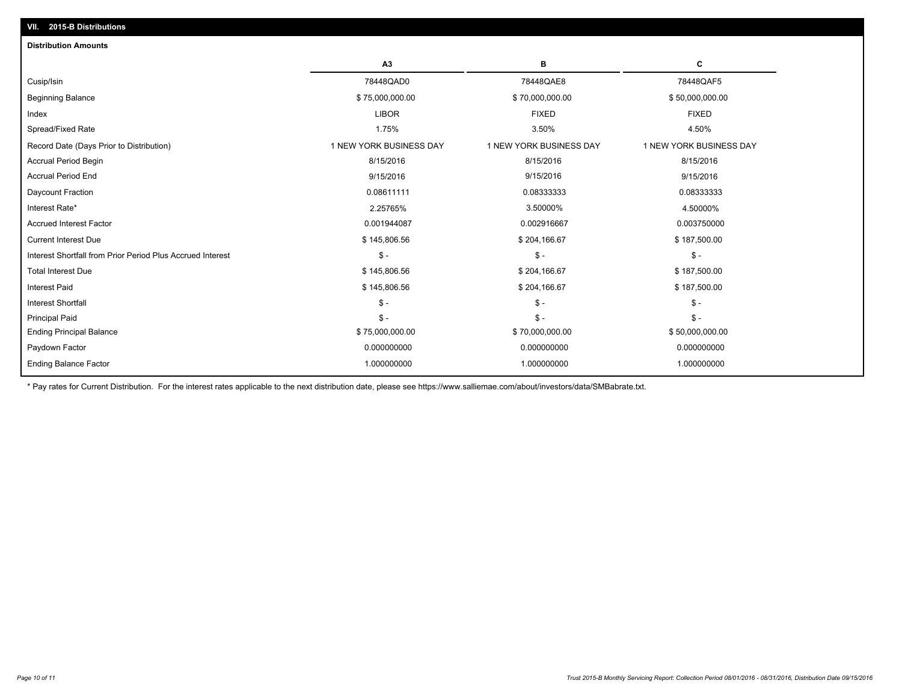## VII. 2015-B Distributions

### Distribution Amounts

| | A3 | B | C |
|---|---|---|---|
| Cusip/Isin | 78448QAD0 | 78448QAE8 | 78448QAF5 |
| Beginning Balance | $ 75,000,000.00 | $ 70,000,000.00 | $ 50,000,000.00 |
| Index | LIBOR | FIXED | FIXED |
| Spread/Fixed Rate | 1.75% | 3.50% | 4.50% |
| Record Date (Days Prior to Distribution) | 1 NEW YORK BUSINESS DAY | 1 NEW YORK BUSINESS DAY | 1 NEW YORK BUSINESS DAY |
| Accrual Period Begin | 8/15/2016 | 8/15/2016 | 8/15/2016 |
| Accrual Period End | 9/15/2016 | 9/15/2016 | 9/15/2016 |
| Daycount Fraction | 0.08611111 | 0.08333333 | 0.08333333 |
| Interest Rate* | 2.25765% | 3.50000% | 4.50000% |
| Accrued Interest Factor | 0.001944087 | 0.002916667 | 0.003750000 |
| Current Interest Due | $ 145,806.56 | $ 204,166.67 | $ 187,500.00 |
| Interest Shortfall from Prior Period Plus Accrued Interest | $ - | $ - | $ - |
| Total Interest Due | $ 145,806.56 | $ 204,166.67 | $ 187,500.00 |
| Interest Paid | $ 145,806.56 | $ 204,166.67 | $ 187,500.00 |
| Interest Shortfall | $ - | $ - | $ - |
| Principal Paid | $ - | $ - | $ - |
| Ending Principal Balance | $ 75,000,000.00 | $ 70,000,000.00 | $ 50,000,000.00 |
| Paydown Factor | 0.000000000 | 0.000000000 | 0.000000000 |
| Ending Balance Factor | 1.000000000 | 1.000000000 | 1.000000000 |

* Pay rates for Current Distribution. For the interest rates applicable to the next distribution date, please see https://www.salliemae.com/about/investors/data/SMBabrate.txt.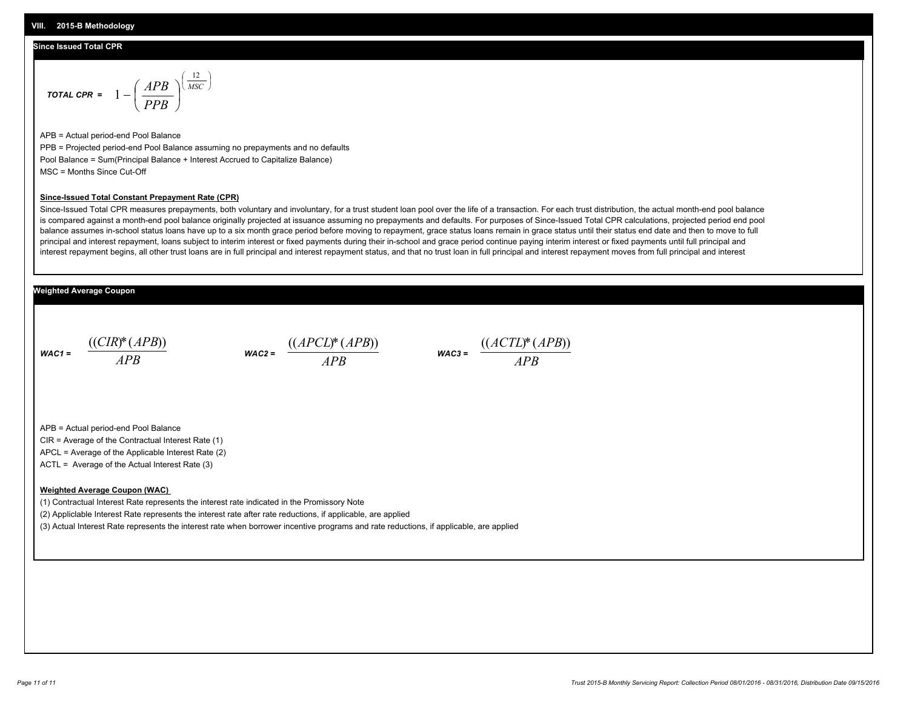## VIII. 2015-B Methodology

### Since Issued Total CPR

$$\textbf{\textit{TOTAL CPR}} = 1 - \left( \frac{APB}{PPB} \right)^{\left( \frac{12}{MSC} \right)}$$

APB = Actual period-end Pool Balance

PPB = Projected period-end Pool Balance assuming no prepayments and no defaults

Pool Balance = Sum(Principal Balance + Interest Accrued to Capitalize Balance)

MSC = Months Since Cut-Off

**Since-Issued Total Constant Prepayment Rate (CPR)**

Since-Issued Total CPR measures prepayments, both voluntary and involuntary, for a trust student loan pool over the life of a transaction. For each trust distribution, the actual month-end pool balance is compared against a month-end pool balance originally projected at issuance assuming no prepayments and defaults. For purposes of Since-Issued Total CPR calculations, projected period end pool balance assumes in-school status loans have up to a six month grace period before moving to repayment, grace status loans remain in grace status until their status end date and then to move to full principal and interest repayment, loans subject to interim interest or fixed payments during their in-school and grace period continue paying interim interest or fixed payments until full principal and interest repayment begins, all other trust loans are in full principal and interest repayment status, and that no trust loan in full principal and interest repayment moves from full principal and interest

### Weighted Average Coupon

$$\textbf{\textit{WAC1}} = \frac{((CIR)*(APB))}{APB} \qquad \textbf{\textit{WAC2}} = \frac{((APCL)*(APB))}{APB} \qquad \textbf{\textit{WAC3}} = \frac{((ACTL)*(APB))}{APB}$$

APB = Actual period-end Pool Balance

CIR = Average of the Contractual Interest Rate (1)

APCL = Average of the Applicable Interest Rate (2)

ACTL = Average of the Actual Interest Rate (3)

**Weighted Average Coupon (WAC)**

(1) Contractual Interest Rate represents the interest rate indicated in the Promissory Note

(2) Appliclable Interest Rate represents the interest rate after rate reductions, if applicable, are applied

(3) Actual Interest Rate represents the interest rate when borrower incentive programs and rate reductions, if applicable, are applied